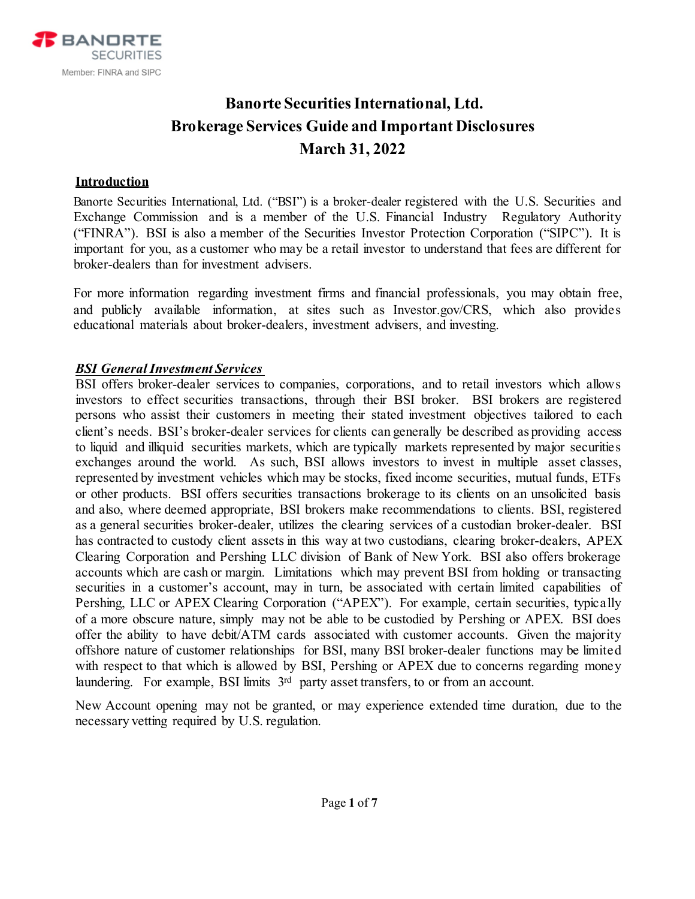BANORTE SECURITIES

Member: FINRA and SIPC

# Banorte Securities International, Ltd.
# Brokerage Services Guide and Important Disclosures
# March 31, 2022

## Introduction

Banorte Securities International, Ltd. ("BSI") is a broker-dealer registered with the U.S. Securities and Exchange Commission and is a member of the U.S. Financial Industry Regulatory Authority ("FINRA"). BSI is also a member of the Securities Investor Protection Corporation ("SIPC"). It is important for you, as a customer who may be a retail investor to understand that fees are different for broker-dealers than for investment advisers.

For more information regarding investment firms and financial professionals, you may obtain free, and publicly available information, at sites such as Investor.gov/CRS, which also provides educational materials about broker-dealers, investment advisers, and investing.

## *BSI General Investment Services*

BSI offers broker-dealer services to companies, corporations, and to retail investors which allows investors to effect securities transactions, through their BSI broker. BSI brokers are registered persons who assist their customers in meeting their stated investment objectives tailored to each client's needs. BSI's broker-dealer services for clients can generally be described as providing access to liquid and illiquid securities markets, which are typically markets represented by major securities exchanges around the world. As such, BSI allows investors to invest in multiple asset classes, represented by investment vehicles which may be stocks, fixed income securities, mutual funds, ETFs or other products. BSI offers securities transactions brokerage to its clients on an unsolicited basis and also, where deemed appropriate, BSI brokers make recommendations to clients. BSI, registered as a general securities broker-dealer, utilizes the clearing services of a custodian broker-dealer. BSI has contracted to custody client assets in this way at two custodians, clearing broker-dealers, APEX Clearing Corporation and Pershing LLC division of Bank of New York. BSI also offers brokerage accounts which are cash or margin. Limitations which may prevent BSI from holding or transacting securities in a customer's account, may in turn, be associated with certain limited capabilities of Pershing, LLC or APEX Clearing Corporation ("APEX"). For example, certain securities, typically of a more obscure nature, simply may not be able to be custodied by Pershing or APEX. BSI does offer the ability to have debit/ATM cards associated with customer accounts. Given the majority offshore nature of customer relationships for BSI, many BSI broker-dealer functions may be limited with respect to that which is allowed by BSI, Pershing or APEX due to concerns regarding money laundering. For example, BSI limits 3rd party asset transfers, to or from an account.

New Account opening may not be granted, or may experience extended time duration, due to the necessary vetting required by U.S. regulation.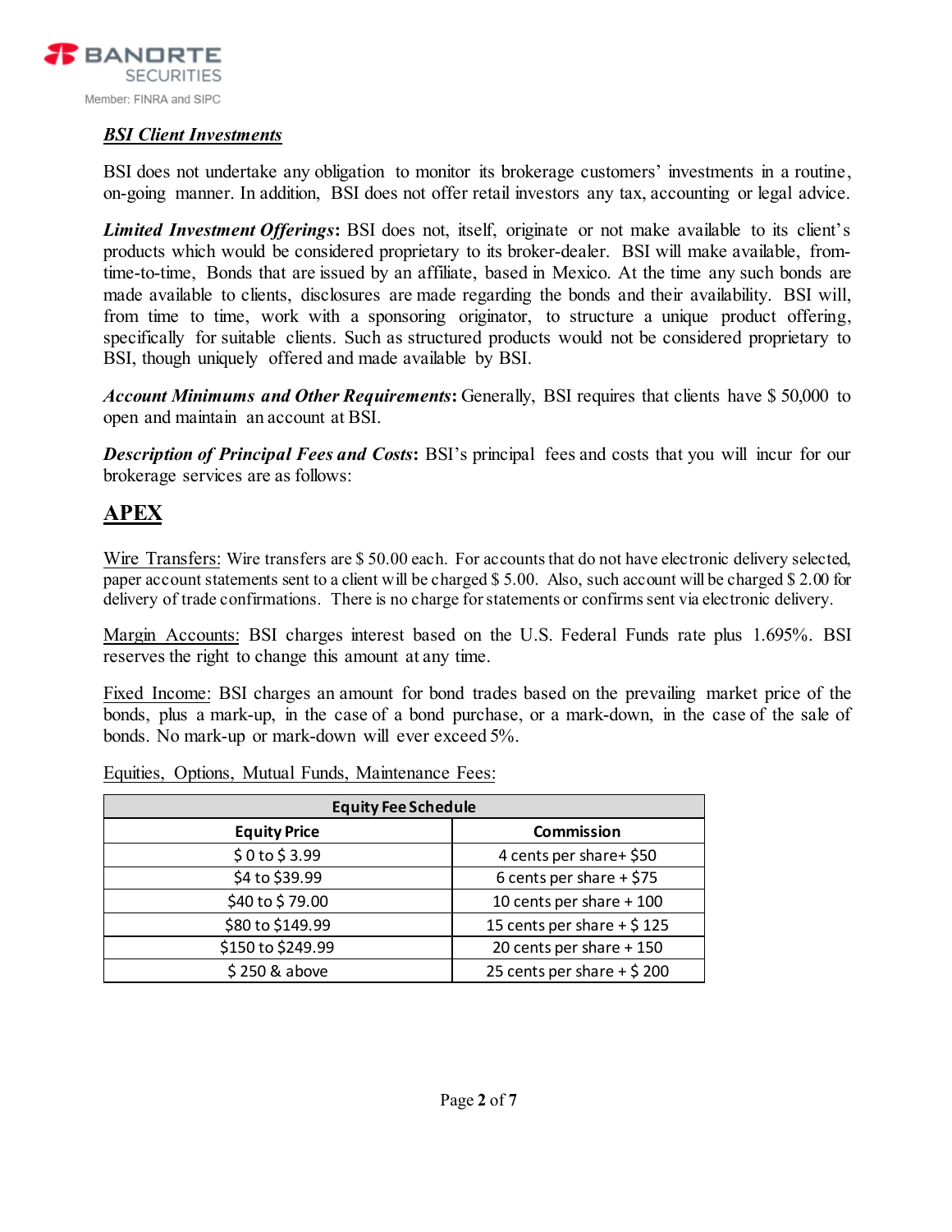### ***BSI Client Investments***

BSI does not undertake any obligation to monitor its brokerage customers' investments in a routine, on-going manner. In addition, BSI does not offer retail investors any tax, accounting or legal advice.

***Limited Investment Offerings*****:** BSI does not, itself, originate or not make available to its client's products which would be considered proprietary to its broker-dealer. BSI will make available, from-time-to-time, Bonds that are issued by an affiliate, based in Mexico. At the time any such bonds are made available to clients, disclosures are made regarding the bonds and their availability. BSI will, from time to time, work with a sponsoring originator, to structure a unique product offering, specifically for suitable clients. Such as structured products would not be considered proprietary to BSI, though uniquely offered and made available by BSI.

***Account Minimums and Other Requirements*****:** Generally, BSI requires that clients have $ 50,000 to open and maintain an account at BSI.

***Description of Principal Fees and Costs*****:** BSI's principal fees and costs that you will incur for our brokerage services are as follows:

## APEX

Wire Transfers: Wire transfers are $ 50.00 each. For accounts that do not have electronic delivery selected, paper account statements sent to a client will be charged $ 5.00. Also, such account will be charged $ 2.00 for delivery of trade confirmations. There is no charge for statements or confirms sent via electronic delivery.

Margin Accounts: BSI charges interest based on the U.S. Federal Funds rate plus 1.695%. BSI reserves the right to change this amount at any time.

Fixed Income: BSI charges an amount for bond trades based on the prevailing market price of the bonds, plus a mark-up, in the case of a bond purchase, or a mark-down, in the case of the sale of bonds. No mark-up or mark-down will ever exceed 5%.

Equities, Options, Mutual Funds, Maintenance Fees:

| **Equity Fee Schedule** | |
|---|---|
| **Equity Price** | **Commission** |
| $ 0 to $ 3.99 | 4 cents per share+ $50 |
| $4 to $39.99 | 6 cents per share + $75 |
| $40 to $ 79.00 | 10 cents per share + 100 |
| $80 to $149.99 | 15 cents per share + $ 125 |
| $150 to $249.99 | 20 cents per share + 150 |
| $ 250 & above | 25 cents per share + $ 200 |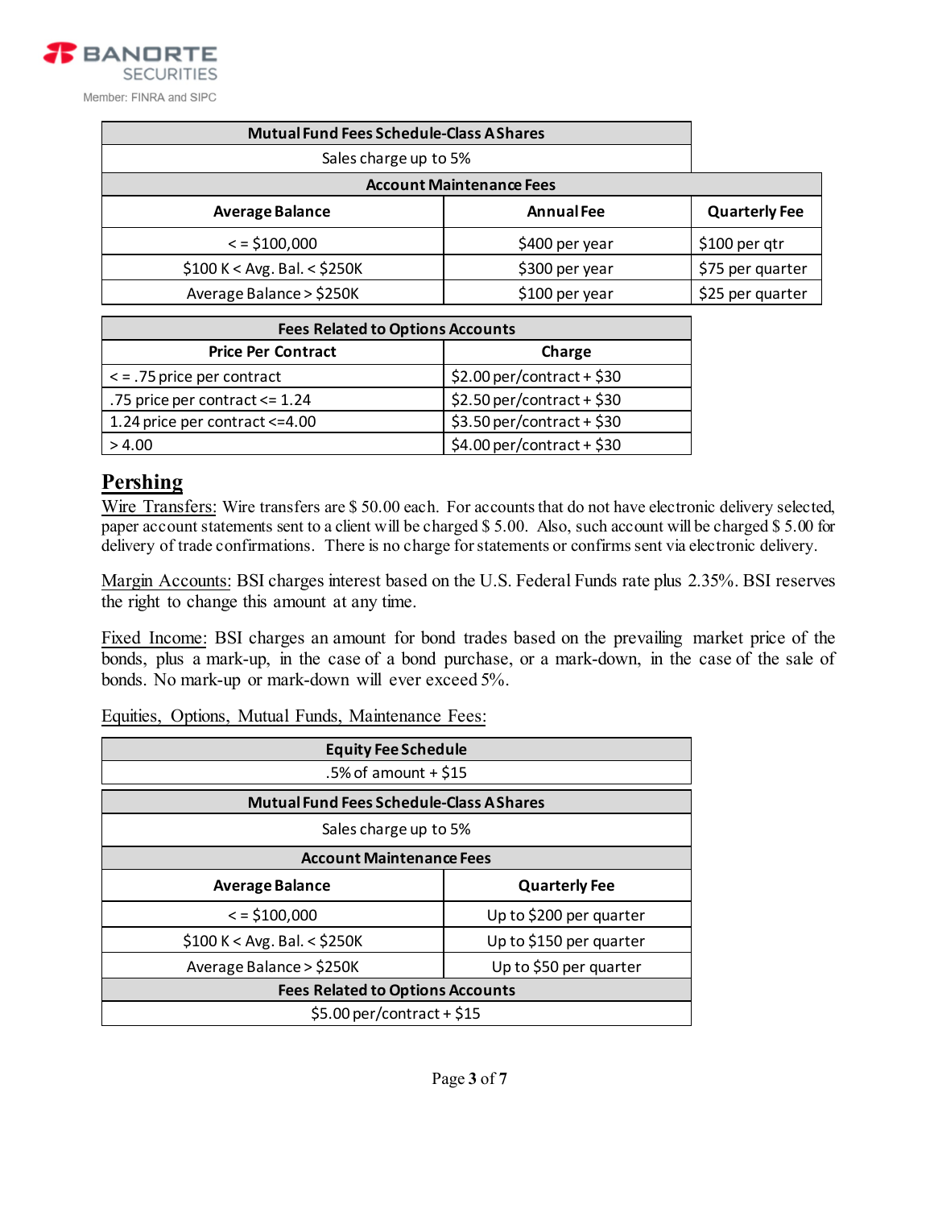BANORTE SECURITIES

Member: FINRA and SIPC

| Mutual Fund Fees Schedule-Class A Shares | | |
|---|---|---|
| Sales charge up to 5% | | |
| **Account Maintenance Fees** | | |
| **Average Balance** | **Annual Fee** | **Quarterly Fee** |
| < = $100,000 | $400 per year | $100 per qtr |
| $100 K < Avg. Bal. < $250K | $300 per year | $75 per quarter |
| Average Balance > $250K | $100 per year | $25 per quarter |

| Fees Related to Options Accounts | |
|---|---|
| **Price Per Contract** | **Charge** |
| < = .75 price per contract | $2.00 per/contract + $30 |
| .75 price per contract <= 1.24 | $2.50 per/contract + $30 |
| 1.24 price per contract <=4.00 | $3.50 per/contract + $30 |
| > 4.00 | $4.00 per/contract + $30 |

## Pershing

Wire Transfers: Wire transfers are $ 50.00 each. For accounts that do not have electronic delivery selected, paper account statements sent to a client will be charged $ 5.00. Also, such account will be charged $ 5.00 for delivery of trade confirmations. There is no charge for statements or confirms sent via electronic delivery.

Margin Accounts: BSI charges interest based on the U.S. Federal Funds rate plus 2.35%. BSI reserves the right to change this amount at any time.

Fixed Income: BSI charges an amount for bond trades based on the prevailing market price of the bonds, plus a mark-up, in the case of a bond purchase, or a mark-down, in the case of the sale of bonds. No mark-up or mark-down will ever exceed 5%.

Equities, Options, Mutual Funds, Maintenance Fees:

| Equity Fee Schedule |
|---|
| .5% of amount + $15 |

| Mutual Fund Fees Schedule-Class A Shares | |
|---|---|
| Sales charge up to 5% | |
| **Account Maintenance Fees** | |
| **Average Balance** | **Quarterly Fee** |
| < = $100,000 | Up to $200 per quarter |
| $100 K < Avg. Bal. < $250K | Up to $150 per quarter |
| Average Balance > $250K | Up to $50 per quarter |
| **Fees Related to Options Accounts** | |
| $5.00 per/contract + $15 | |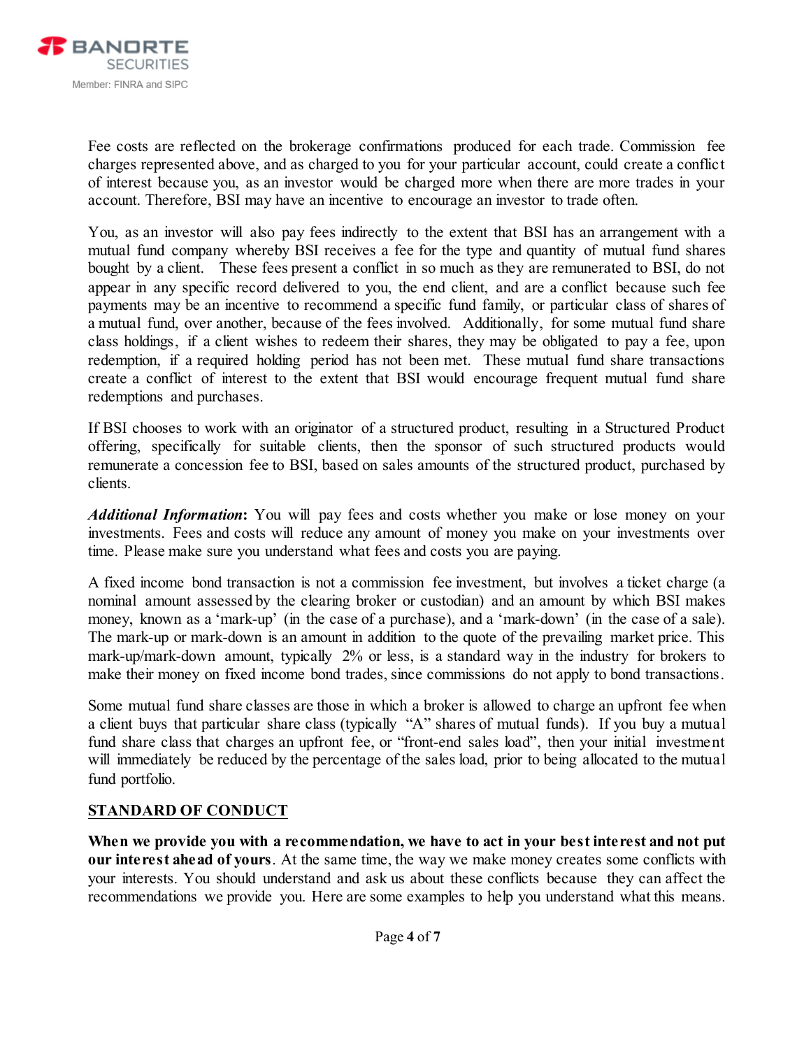Fee costs are reflected on the brokerage confirmations produced for each trade. Commission fee charges represented above, and as charged to you for your particular account, could create a conflict of interest because you, as an investor would be charged more when there are more trades in your account. Therefore, BSI may have an incentive to encourage an investor to trade often.

You, as an investor will also pay fees indirectly to the extent that BSI has an arrangement with a mutual fund company whereby BSI receives a fee for the type and quantity of mutual fund shares bought by a client. These fees present a conflict in so much as they are remunerated to BSI, do not appear in any specific record delivered to you, the end client, and are a conflict because such fee payments may be an incentive to recommend a specific fund family, or particular class of shares of a mutual fund, over another, because of the fees involved. Additionally, for some mutual fund share class holdings, if a client wishes to redeem their shares, they may be obligated to pay a fee, upon redemption, if a required holding period has not been met. These mutual fund share transactions create a conflict of interest to the extent that BSI would encourage frequent mutual fund share redemptions and purchases.

If BSI chooses to work with an originator of a structured product, resulting in a Structured Product offering, specifically for suitable clients, then the sponsor of such structured products would remunerate a concession fee to BSI, based on sales amounts of the structured product, purchased by clients.

***Additional Information*:** You will pay fees and costs whether you make or lose money on your investments. Fees and costs will reduce any amount of money you make on your investments over time. Please make sure you understand what fees and costs you are paying.

A fixed income bond transaction is not a commission fee investment, but involves a ticket charge (a nominal amount assessed by the clearing broker or custodian) and an amount by which BSI makes money, known as a 'mark-up' (in the case of a purchase), and a 'mark-down' (in the case of a sale). The mark-up or mark-down is an amount in addition to the quote of the prevailing market price. This mark-up/mark-down amount, typically 2% or less, is a standard way in the industry for brokers to make their money on fixed income bond trades, since commissions do not apply to bond transactions.

Some mutual fund share classes are those in which a broker is allowed to charge an upfront fee when a client buys that particular share class (typically "A" shares of mutual funds). If you buy a mutual fund share class that charges an upfront fee, or "front-end sales load", then your initial investment will immediately be reduced by the percentage of the sales load, prior to being allocated to the mutual fund portfolio.

## STANDARD OF CONDUCT

**When we provide you with a recommendation, we have to act in your best interest and not put our interest ahead of yours**. At the same time, the way we make money creates some conflicts with your interests. You should understand and ask us about these conflicts because they can affect the recommendations we provide you. Here are some examples to help you understand what this means.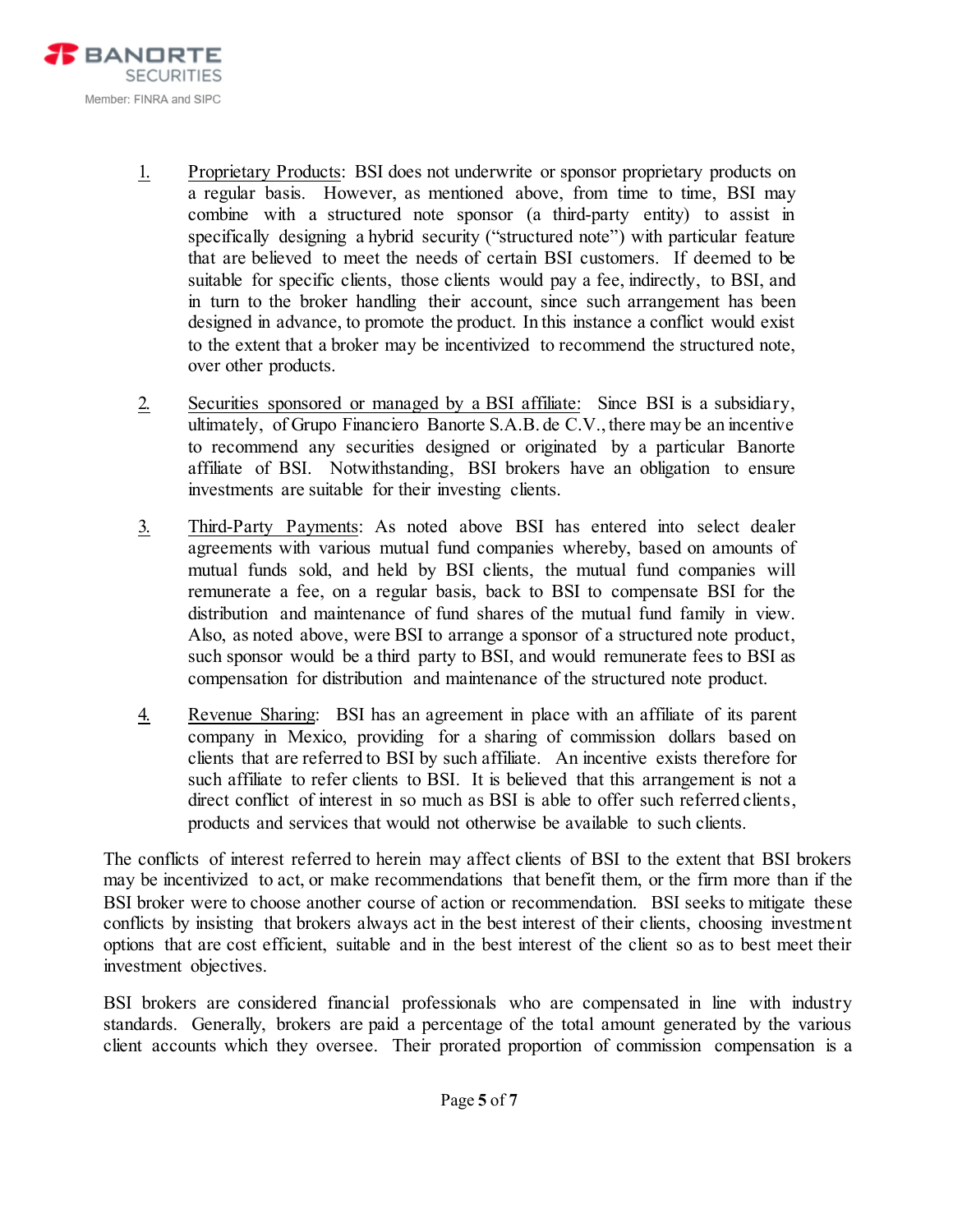1. Proprietary Products: BSI does not underwrite or sponsor proprietary products on a regular basis. However, as mentioned above, from time to time, BSI may combine with a structured note sponsor (a third-party entity) to assist in specifically designing a hybrid security ("structured note") with particular feature that are believed to meet the needs of certain BSI customers. If deemed to be suitable for specific clients, those clients would pay a fee, indirectly, to BSI, and in turn to the broker handling their account, since such arrangement has been designed in advance, to promote the product. In this instance a conflict would exist to the extent that a broker may be incentivized to recommend the structured note, over other products.

2. Securities sponsored or managed by a BSI affiliate: Since BSI is a subsidiary, ultimately, of Grupo Financiero Banorte S.A.B. de C.V., there may be an incentive to recommend any securities designed or originated by a particular Banorte affiliate of BSI. Notwithstanding, BSI brokers have an obligation to ensure investments are suitable for their investing clients.

3. Third-Party Payments: As noted above BSI has entered into select dealer agreements with various mutual fund companies whereby, based on amounts of mutual funds sold, and held by BSI clients, the mutual fund companies will remunerate a fee, on a regular basis, back to BSI to compensate BSI for the distribution and maintenance of fund shares of the mutual fund family in view. Also, as noted above, were BSI to arrange a sponsor of a structured note product, such sponsor would be a third party to BSI, and would remunerate fees to BSI as compensation for distribution and maintenance of the structured note product.

4. Revenue Sharing: BSI has an agreement in place with an affiliate of its parent company in Mexico, providing for a sharing of commission dollars based on clients that are referred to BSI by such affiliate. An incentive exists therefore for such affiliate to refer clients to BSI. It is believed that this arrangement is not a direct conflict of interest in so much as BSI is able to offer such referred clients, products and services that would not otherwise be available to such clients.

The conflicts of interest referred to herein may affect clients of BSI to the extent that BSI brokers may be incentivized to act, or make recommendations that benefit them, or the firm more than if the BSI broker were to choose another course of action or recommendation. BSI seeks to mitigate these conflicts by insisting that brokers always act in the best interest of their clients, choosing investment options that are cost efficient, suitable and in the best interest of the client so as to best meet their investment objectives.

BSI brokers are considered financial professionals who are compensated in line with industry standards. Generally, brokers are paid a percentage of the total amount generated by the various client accounts which they oversee. Their prorated proportion of commission compensation is a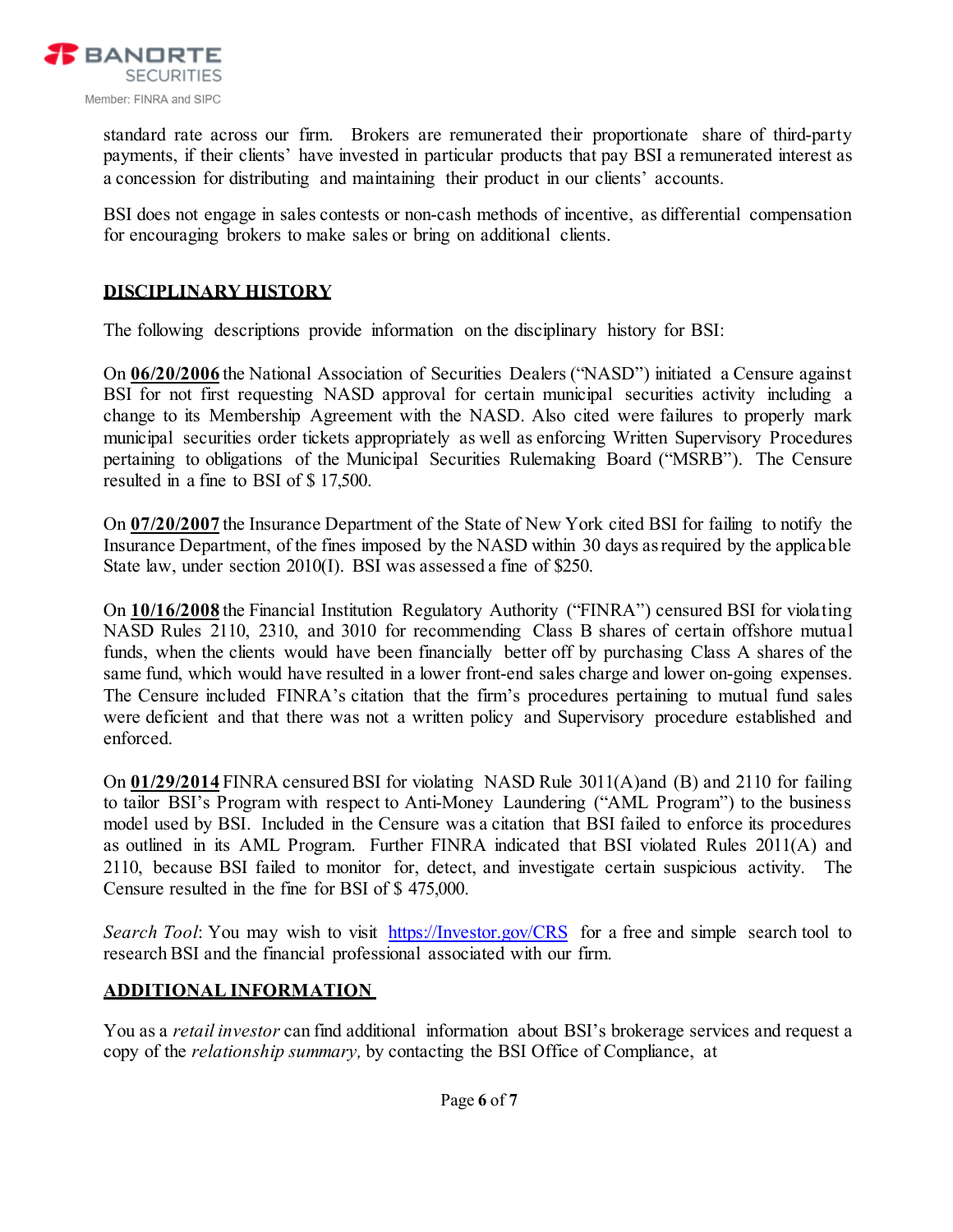standard rate across our firm. Brokers are remunerated their proportionate share of third-party payments, if their clients' have invested in particular products that pay BSI a remunerated interest as a concession for distributing and maintaining their product in our clients' accounts.

BSI does not engage in sales contests or non-cash methods of incentive, as differential compensation for encouraging brokers to make sales or bring on additional clients.

## DISCIPLINARY HISTORY

The following descriptions provide information on the disciplinary history for BSI:

On **06/20/2006** the National Association of Securities Dealers ("NASD") initiated a Censure against BSI for not first requesting NASD approval for certain municipal securities activity including a change to its Membership Agreement with the NASD. Also cited were failures to properly mark municipal securities order tickets appropriately as well as enforcing Written Supervisory Procedures pertaining to obligations of the Municipal Securities Rulemaking Board ("MSRB"). The Censure resulted in a fine to BSI of $ 17,500.

On **07/20/2007** the Insurance Department of the State of New York cited BSI for failing to notify the Insurance Department, of the fines imposed by the NASD within 30 days as required by the applicable State law, under section 2010(I). BSI was assessed a fine of $250.

On **10/16/2008** the Financial Institution Regulatory Authority ("FINRA") censured BSI for violating NASD Rules 2110, 2310, and 3010 for recommending Class B shares of certain offshore mutual funds, when the clients would have been financially better off by purchasing Class A shares of the same fund, which would have resulted in a lower front-end sales charge and lower on-going expenses. The Censure included FINRA's citation that the firm's procedures pertaining to mutual fund sales were deficient and that there was not a written policy and Supervisory procedure established and enforced.

On **01/29/2014** FINRA censured BSI for violating NASD Rule 3011(A)and (B) and 2110 for failing to tailor BSI's Program with respect to Anti-Money Laundering ("AML Program") to the business model used by BSI. Included in the Censure was a citation that BSI failed to enforce its procedures as outlined in its AML Program. Further FINRA indicated that BSI violated Rules 2011(A) and 2110, because BSI failed to monitor for, detect, and investigate certain suspicious activity. The Censure resulted in the fine for BSI of $ 475,000.

*Search Tool*: You may wish to visit https://Investor.gov/CRS for a free and simple search tool to research BSI and the financial professional associated with our firm.

## ADDITIONAL INFORMATION

You as a *retail investor* can find additional information about BSI's brokerage services and request a copy of the *relationship summary,* by contacting the BSI Office of Compliance, at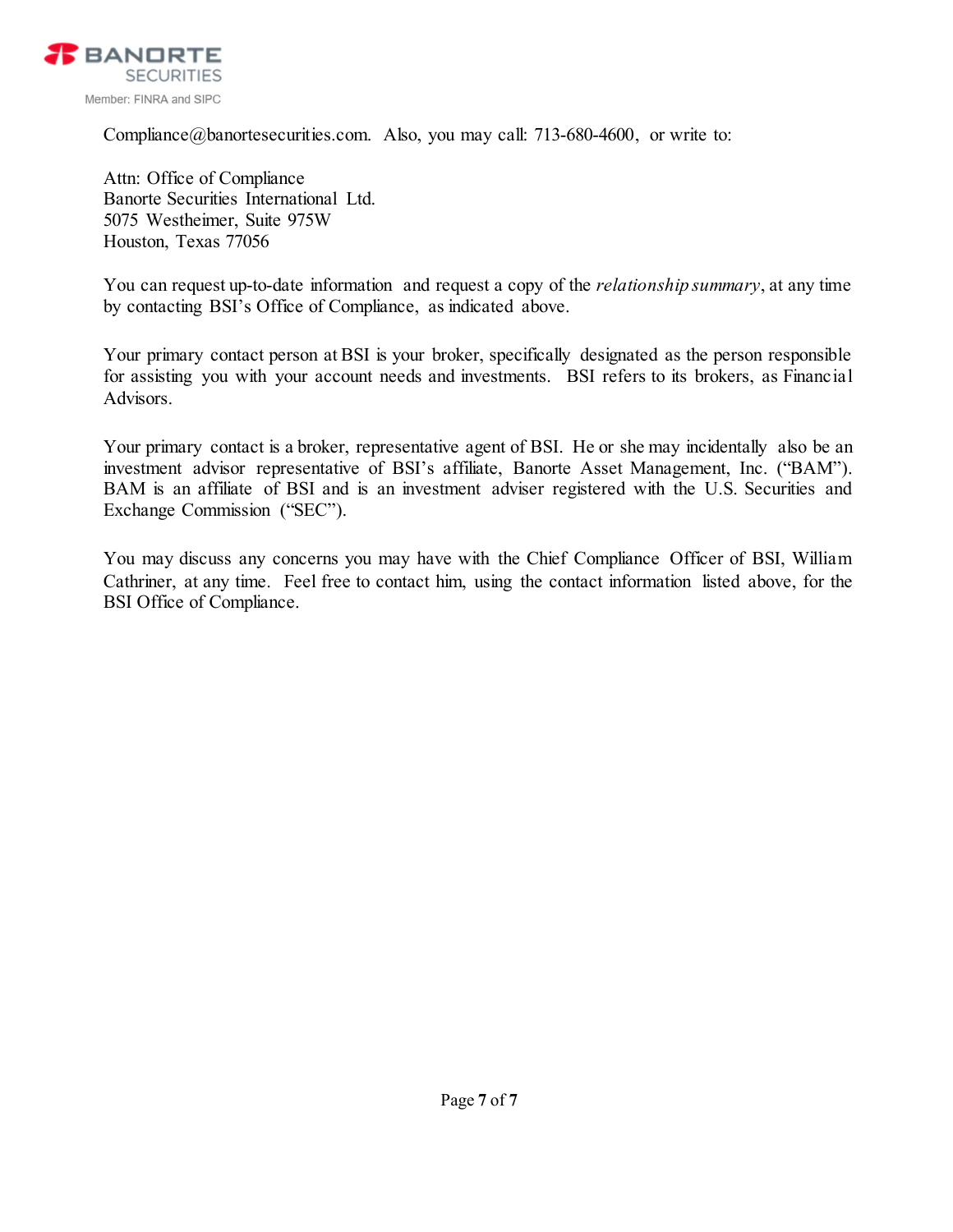Compliance@banortesecurities.com. Also, you may call: 713-680-4600, or write to:

Attn: Office of Compliance
Banorte Securities International Ltd.
5075 Westheimer, Suite 975W
Houston, Texas 77056

You can request up-to-date information and request a copy of the *relationship summary*, at any time by contacting BSI's Office of Compliance, as indicated above.

Your primary contact person at BSI is your broker, specifically designated as the person responsible for assisting you with your account needs and investments. BSI refers to its brokers, as Financial Advisors.

Your primary contact is a broker, representative agent of BSI. He or she may incidentally also be an investment advisor representative of BSI's affiliate, Banorte Asset Management, Inc. ("BAM"). BAM is an affiliate of BSI and is an investment adviser registered with the U.S. Securities and Exchange Commission ("SEC").

You may discuss any concerns you may have with the Chief Compliance Officer of BSI, William Cathriner, at any time. Feel free to contact him, using the contact information listed above, for the BSI Office of Compliance.